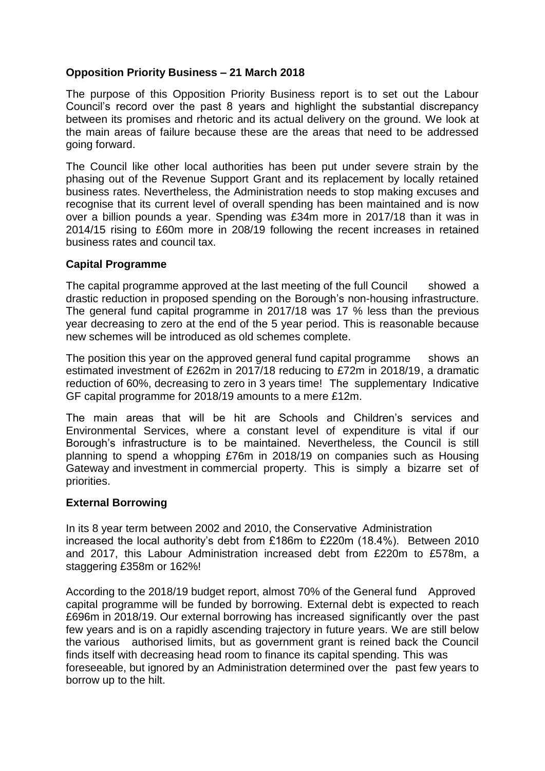**Opposition Priority Business – 21 March 2018**

The purpose of this Opposition Priority Business report is to set out the Labour Council's record over the past 8 years and highlight the substantial discrepancy between its promises and rhetoric and its actual delivery on the ground. We look at the main areas of failure because these are the areas that need to be addressed going forward.

The Council like other local authorities has been put under severe strain by the phasing out of the Revenue Support Grant and its replacement by locally retained business rates. Nevertheless, the Administration needs to stop making excuses and recognise that its current level of overall spending has been maintained and is now over a billion pounds a year. Spending was £34m more in 2017/18 than it was in 2014/15 rising to £60m more in 208/19 following the recent increases in retained business rates and council tax.

**Capital Programme**

The capital programme approved at the last meeting of the full Council showed a drastic reduction in proposed spending on the Borough's non-housing infrastructure. The general fund capital programme in 2017/18 was 17 % less than the previous year decreasing to zero at the end of the 5 year period. This is reasonable because new schemes will be introduced as old schemes complete.

The position this year on the approved general fund capital programme shows an estimated investment of £262m in 2017/18 reducing to £72m in 2018/19, a dramatic reduction of 60%, decreasing to zero in 3 years time! The supplementary Indicative GF capital programme for 2018/19 amounts to a mere £12m.

The main areas that will be hit are Schools and Children's services and Environmental Services, where a constant level of expenditure is vital if our Borough's infrastructure is to be maintained. Nevertheless, the Council is still planning to spend a whopping £76m in 2018/19 on companies such as Housing Gateway and investment in commercial property. This is simply a bizarre set of priorities.

**External Borrowing**

In its 8 year term between 2002 and 2010, the Conservative Administration increased the local authority's debt from £186m to £220m (18.4%). Between 2010 and 2017, this Labour Administration increased debt from £220m to £578m, a staggering £358m or 162%!

According to the 2018/19 budget report, almost 70% of the General fund Approved capital programme will be funded by borrowing. External debt is expected to reach £696m in 2018/19. Our external borrowing has increased significantly over the past few years and is on a rapidly ascending trajectory in future years. We are still below the various authorised limits, but as government grant is reined back the Council finds itself with decreasing head room to finance its capital spending. This was foreseeable, but ignored by an Administration determined over the past few years to borrow up to the hilt.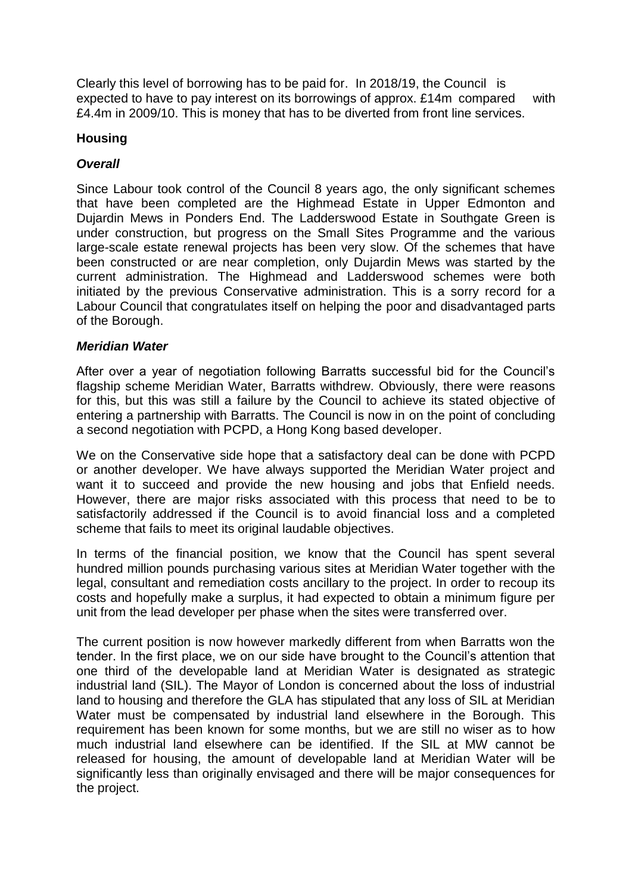Clearly this level of borrowing has to be paid for. In 2018/19, the Council is expected to have to pay interest on its borrowings of approx. £14m compared with £4.4m in 2009/10. This is money that has to be diverted from front line services.

## Housing

### *Overall*

Since Labour took control of the Council 8 years ago, the only significant schemes that have been completed are the Highmead Estate in Upper Edmonton and Dujardin Mews in Ponders End. The Ladderswood Estate in Southgate Green is under construction, but progress on the Small Sites Programme and the various large-scale estate renewal projects has been very slow. Of the schemes that have been constructed or are near completion, only Dujardin Mews was started by the current administration. The Highmead and Ladderswood schemes were both initiated by the previous Conservative administration. This is a sorry record for a Labour Council that congratulates itself on helping the poor and disadvantaged parts of the Borough.

### *Meridian Water*

After over a year of negotiation following Barratts successful bid for the Council's flagship scheme Meridian Water, Barratts withdrew. Obviously, there were reasons for this, but this was still a failure by the Council to achieve its stated objective of entering a partnership with Barratts. The Council is now in on the point of concluding a second negotiation with PCPD, a Hong Kong based developer.

We on the Conservative side hope that a satisfactory deal can be done with PCPD or another developer. We have always supported the Meridian Water project and want it to succeed and provide the new housing and jobs that Enfield needs. However, there are major risks associated with this process that need to be to satisfactorily addressed if the Council is to avoid financial loss and a completed scheme that fails to meet its original laudable objectives.

In terms of the financial position, we know that the Council has spent several hundred million pounds purchasing various sites at Meridian Water together with the legal, consultant and remediation costs ancillary to the project. In order to recoup its costs and hopefully make a surplus, it had expected to obtain a minimum figure per unit from the lead developer per phase when the sites were transferred over.

The current position is now however markedly different from when Barratts won the tender. In the first place, we on our side have brought to the Council's attention that one third of the developable land at Meridian Water is designated as strategic industrial land (SIL). The Mayor of London is concerned about the loss of industrial land to housing and therefore the GLA has stipulated that any loss of SIL at Meridian Water must be compensated by industrial land elsewhere in the Borough. This requirement has been known for some months, but we are still no wiser as to how much industrial land elsewhere can be identified. If the SIL at MW cannot be released for housing, the amount of developable land at Meridian Water will be significantly less than originally envisaged and there will be major consequences for the project.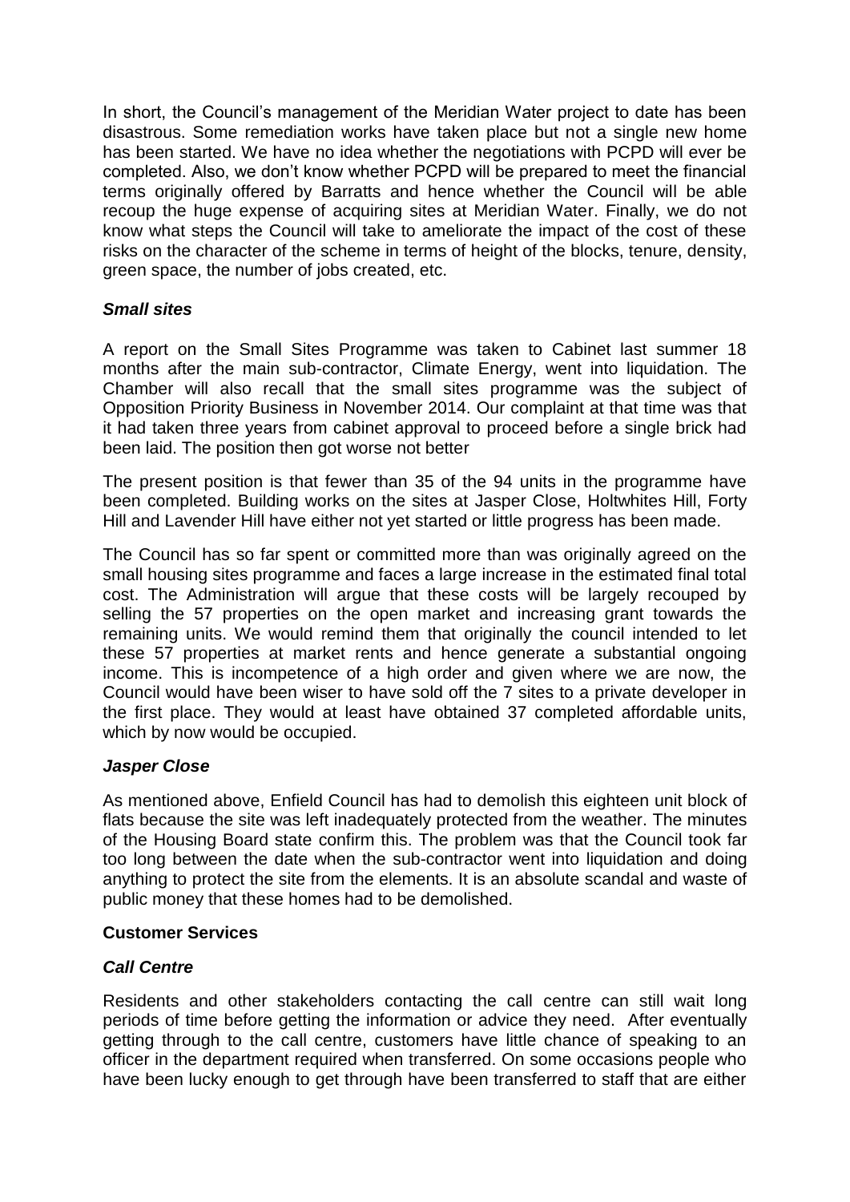In short, the Council's management of the Meridian Water project to date has been disastrous. Some remediation works have taken place but not a single new home has been started. We have no idea whether the negotiations with PCPD will ever be completed. Also, we don't know whether PCPD will be prepared to meet the financial terms originally offered by Barratts and hence whether the Council will be able recoup the huge expense of acquiring sites at Meridian Water. Finally, we do not know what steps the Council will take to ameliorate the impact of the cost of these risks on the character of the scheme in terms of height of the blocks, tenure, density, green space, the number of jobs created, etc.

### *Small sites*

A report on the Small Sites Programme was taken to Cabinet last summer 18 months after the main sub-contractor, Climate Energy, went into liquidation. The Chamber will also recall that the small sites programme was the subject of Opposition Priority Business in November 2014. Our complaint at that time was that it had taken three years from cabinet approval to proceed before a single brick had been laid. The position then got worse not better

The present position is that fewer than 35 of the 94 units in the programme have been completed. Building works on the sites at Jasper Close, Holtwhites Hill, Forty Hill and Lavender Hill have either not yet started or little progress has been made.

The Council has so far spent or committed more than was originally agreed on the small housing sites programme and faces a large increase in the estimated final total cost. The Administration will argue that these costs will be largely recouped by selling the 57 properties on the open market and increasing grant towards the remaining units. We would remind them that originally the council intended to let these 57 properties at market rents and hence generate a substantial ongoing income. This is incompetence of a high order and given where we are now, the Council would have been wiser to have sold off the 7 sites to a private developer in the first place. They would at least have obtained 37 completed affordable units, which by now would be occupied.

### *Jasper Close*

As mentioned above, Enfield Council has had to demolish this eighteen unit block of flats because the site was left inadequately protected from the weather. The minutes of the Housing Board state confirm this. The problem was that the Council took far too long between the date when the sub-contractor went into liquidation and doing anything to protect the site from the elements. It is an absolute scandal and waste of public money that these homes had to be demolished.

## **Customer Services**

### *Call Centre*

Residents and other stakeholders contacting the call centre can still wait long periods of time before getting the information or advice they need. After eventually getting through to the call centre, customers have little chance of speaking to an officer in the department required when transferred. On some occasions people who have been lucky enough to get through have been transferred to staff that are either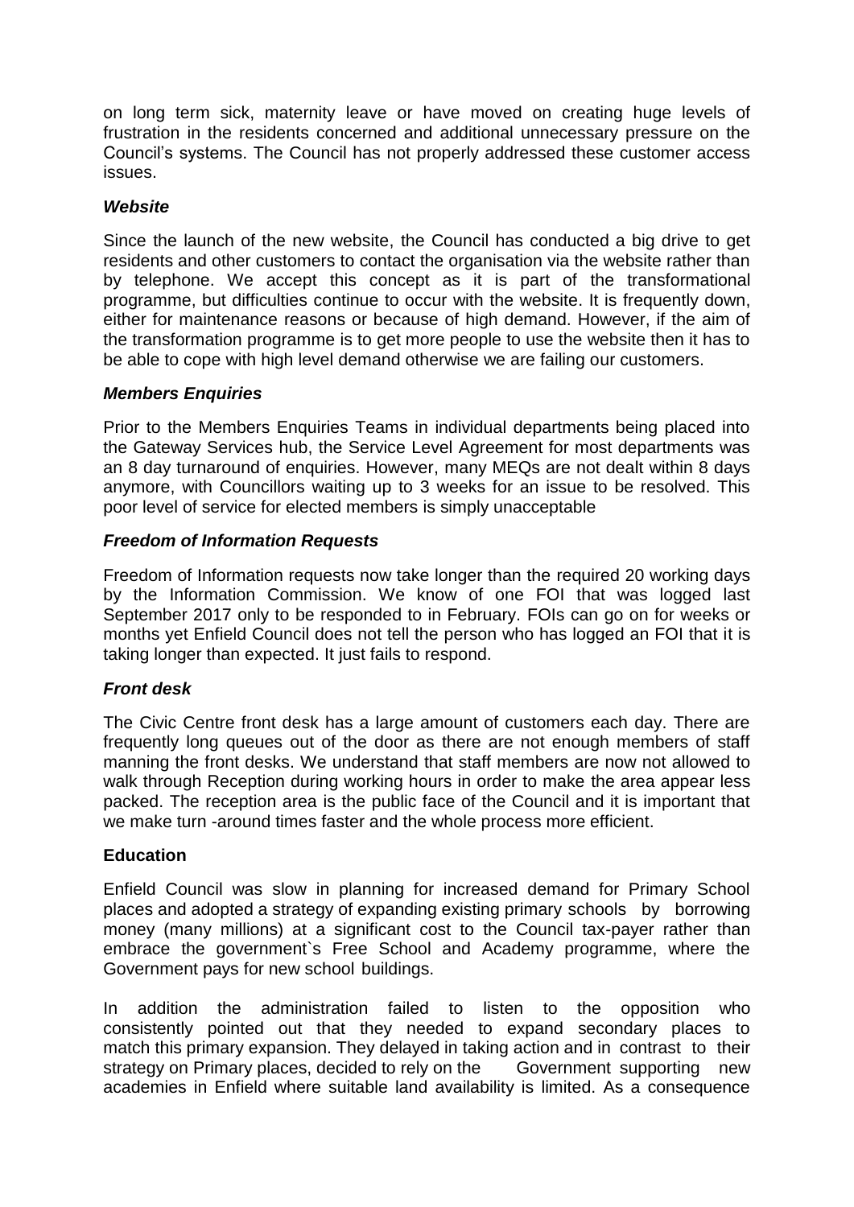on long term sick, maternity leave or have moved on creating huge levels of frustration in the residents concerned and additional unnecessary pressure on the Council's systems. The Council has not properly addressed these customer access issues.

***Website***

Since the launch of the new website, the Council has conducted a big drive to get residents and other customers to contact the organisation via the website rather than by telephone. We accept this concept as it is part of the transformational programme, but difficulties continue to occur with the website. It is frequently down, either for maintenance reasons or because of high demand. However, if the aim of the transformation programme is to get more people to use the website then it has to be able to cope with high level demand otherwise we are failing our customers.

***Members Enquiries***

Prior to the Members Enquiries Teams in individual departments being placed into the Gateway Services hub, the Service Level Agreement for most departments was an 8 day turnaround of enquiries. However, many MEQs are not dealt within 8 days anymore, with Councillors waiting up to 3 weeks for an issue to be resolved. This poor level of service for elected members is simply unacceptable

***Freedom of Information Requests***

Freedom of Information requests now take longer than the required 20 working days by the Information Commission. We know of one FOI that was logged last September 2017 only to be responded to in February. FOIs can go on for weeks or months yet Enfield Council does not tell the person who has logged an FOI that it is taking longer than expected. It just fails to respond.

***Front desk***

The Civic Centre front desk has a large amount of customers each day. There are frequently long queues out of the door as there are not enough members of staff manning the front desks. We understand that staff members are now not allowed to walk through Reception during working hours in order to make the area appear less packed. The reception area is the public face of the Council and it is important that we make turn -around times faster and the whole process more efficient.

**Education**

Enfield Council was slow in planning for increased demand for Primary School places and adopted a strategy of expanding existing primary schools by borrowing money (many millions) at a significant cost to the Council tax-payer rather than embrace the government`s Free School and Academy programme, where the Government pays for new school buildings.

In addition the administration failed to listen to the opposition who consistently pointed out that they needed to expand secondary places to match this primary expansion. They delayed in taking action and in contrast to their strategy on Primary places, decided to rely on the Government supporting new academies in Enfield where suitable land availability is limited. As a consequence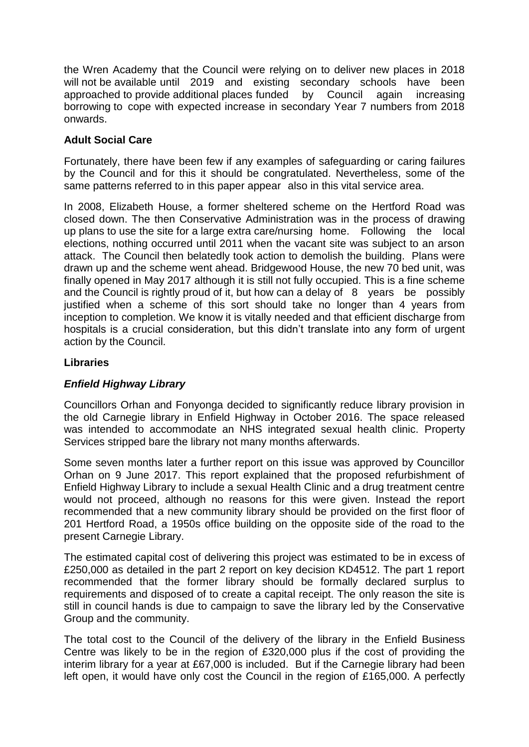the Wren Academy that the Council were relying on to deliver new places in 2018 will not be available until 2019 and existing secondary schools have been approached to provide additional places funded by Council again increasing borrowing to cope with expected increase in secondary Year 7 numbers from 2018 onwards.

**Adult Social Care**

Fortunately, there have been few if any examples of safeguarding or caring failures by the Council and for this it should be congratulated. Nevertheless, some of the same patterns referred to in this paper appear also in this vital service area.

In 2008, Elizabeth House, a former sheltered scheme on the Hertford Road was closed down. The then Conservative Administration was in the process of drawing up plans to use the site for a large extra care/nursing home. Following the local elections, nothing occurred until 2011 when the vacant site was subject to an arson attack. The Council then belatedly took action to demolish the building. Plans were drawn up and the scheme went ahead. Bridgewood House, the new 70 bed unit, was finally opened in May 2017 although it is still not fully occupied. This is a fine scheme and the Council is rightly proud of it, but how can a delay of 8 years be possibly justified when a scheme of this sort should take no longer than 4 years from inception to completion. We know it is vitally needed and that efficient discharge from hospitals is a crucial consideration, but this didn't translate into any form of urgent action by the Council.

**Libraries**

***Enfield Highway Library***

Councillors Orhan and Fonyonga decided to significantly reduce library provision in the old Carnegie library in Enfield Highway in October 2016. The space released was intended to accommodate an NHS integrated sexual health clinic. Property Services stripped bare the library not many months afterwards.

Some seven months later a further report on this issue was approved by Councillor Orhan on 9 June 2017. This report explained that the proposed refurbishment of Enfield Highway Library to include a sexual Health Clinic and a drug treatment centre would not proceed, although no reasons for this were given. Instead the report recommended that a new community library should be provided on the first floor of 201 Hertford Road, a 1950s office building on the opposite side of the road to the present Carnegie Library.

The estimated capital cost of delivering this project was estimated to be in excess of £250,000 as detailed in the part 2 report on key decision KD4512. The part 1 report recommended that the former library should be formally declared surplus to requirements and disposed of to create a capital receipt. The only reason the site is still in council hands is due to campaign to save the library led by the Conservative Group and the community.

The total cost to the Council of the delivery of the library in the Enfield Business Centre was likely to be in the region of £320,000 plus if the cost of providing the interim library for a year at £67,000 is included. But if the Carnegie library had been left open, it would have only cost the Council in the region of £165,000. A perfectly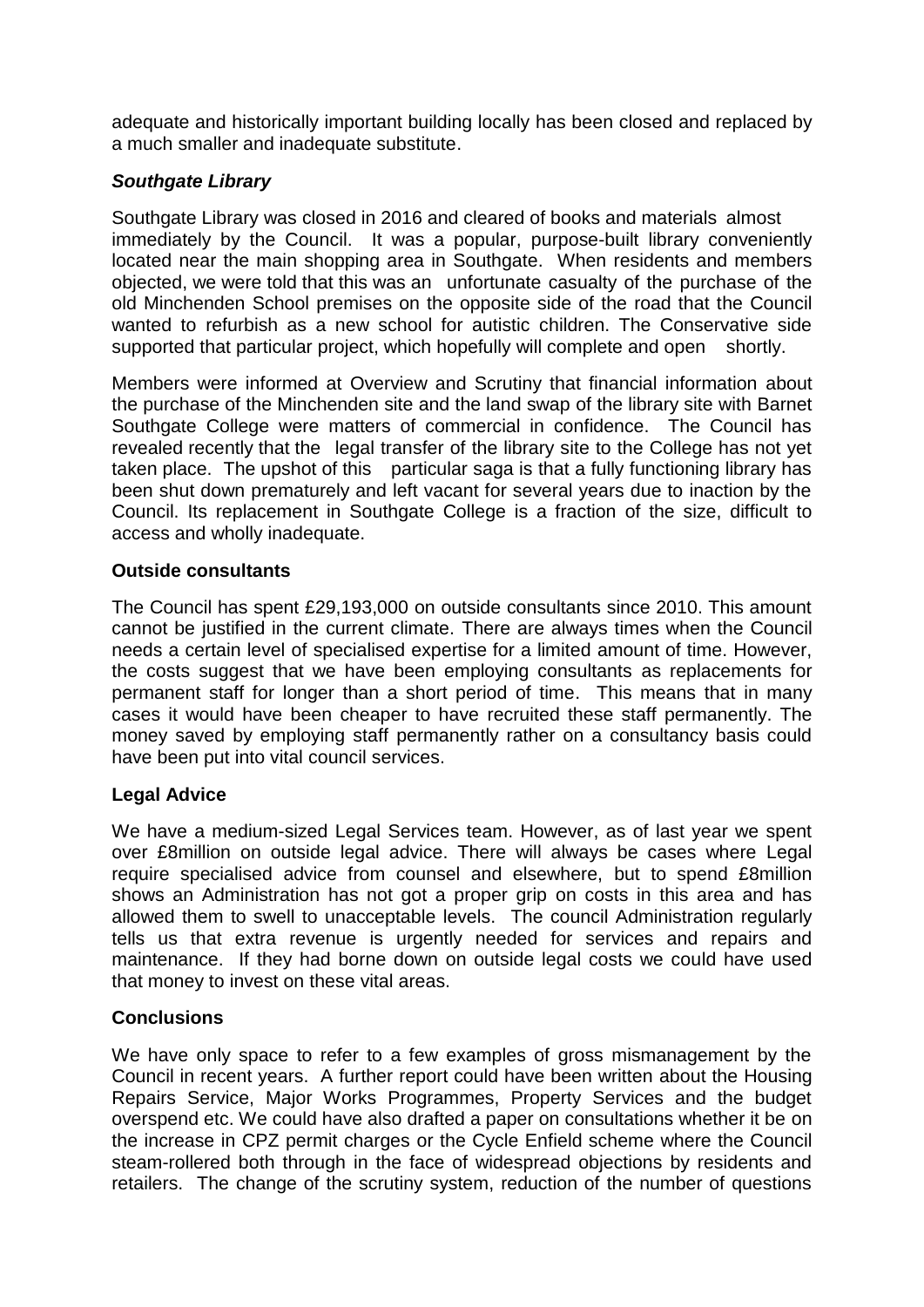adequate and historically important building locally has been closed and replaced by a much smaller and inadequate substitute.

***Southgate Library***

Southgate Library was closed in 2016 and cleared of books and materials almost immediately by the Council. It was a popular, purpose-built library conveniently located near the main shopping area in Southgate. When residents and members objected, we were told that this was an unfortunate casualty of the purchase of the old Minchenden School premises on the opposite side of the road that the Council wanted to refurbish as a new school for autistic children. The Conservative side supported that particular project, which hopefully will complete and open shortly.

Members were informed at Overview and Scrutiny that financial information about the purchase of the Minchenden site and the land swap of the library site with Barnet Southgate College were matters of commercial in confidence. The Council has revealed recently that the legal transfer of the library site to the College has not yet taken place. The upshot of this particular saga is that a fully functioning library has been shut down prematurely and left vacant for several years due to inaction by the Council. Its replacement in Southgate College is a fraction of the size, difficult to access and wholly inadequate.

**Outside consultants**

The Council has spent £29,193,000 on outside consultants since 2010. This amount cannot be justified in the current climate. There are always times when the Council needs a certain level of specialised expertise for a limited amount of time. However, the costs suggest that we have been employing consultants as replacements for permanent staff for longer than a short period of time. This means that in many cases it would have been cheaper to have recruited these staff permanently. The money saved by employing staff permanently rather on a consultancy basis could have been put into vital council services.

**Legal Advice**

We have a medium-sized Legal Services team. However, as of last year we spent over £8million on outside legal advice. There will always be cases where Legal require specialised advice from counsel and elsewhere, but to spend £8million shows an Administration has not got a proper grip on costs in this area and has allowed them to swell to unacceptable levels. The council Administration regularly tells us that extra revenue is urgently needed for services and repairs and maintenance. If they had borne down on outside legal costs we could have used that money to invest on these vital areas.

**Conclusions**

We have only space to refer to a few examples of gross mismanagement by the Council in recent years. A further report could have been written about the Housing Repairs Service, Major Works Programmes, Property Services and the budget overspend etc. We could have also drafted a paper on consultations whether it be on the increase in CPZ permit charges or the Cycle Enfield scheme where the Council steam-rollered both through in the face of widespread objections by residents and retailers. The change of the scrutiny system, reduction of the number of questions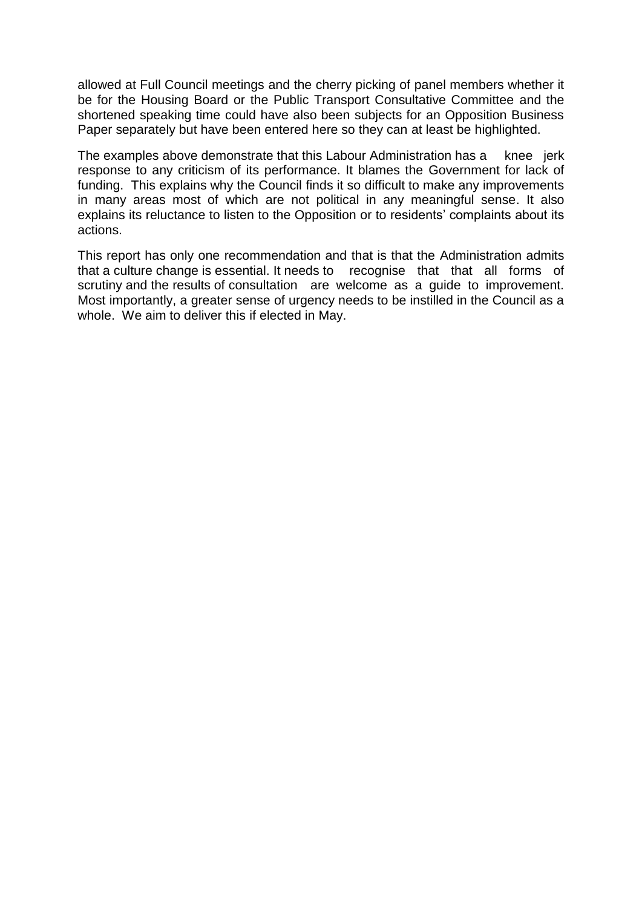allowed at Full Council meetings and the cherry picking of panel members whether it be for the Housing Board or the Public Transport Consultative Committee and the shortened speaking time could have also been subjects for an Opposition Business Paper separately but have been entered here so they can at least be highlighted.

The examples above demonstrate that this Labour Administration has a knee jerk response to any criticism of its performance. It blames the Government for lack of funding. This explains why the Council finds it so difficult to make any improvements in many areas most of which are not political in any meaningful sense. It also explains its reluctance to listen to the Opposition or to residents' complaints about its actions.

This report has only one recommendation and that is that the Administration admits that a culture change is essential. It needs to recognise that that all forms of scrutiny and the results of consultation are welcome as a guide to improvement. Most importantly, a greater sense of urgency needs to be instilled in the Council as a whole. We aim to deliver this if elected in May.